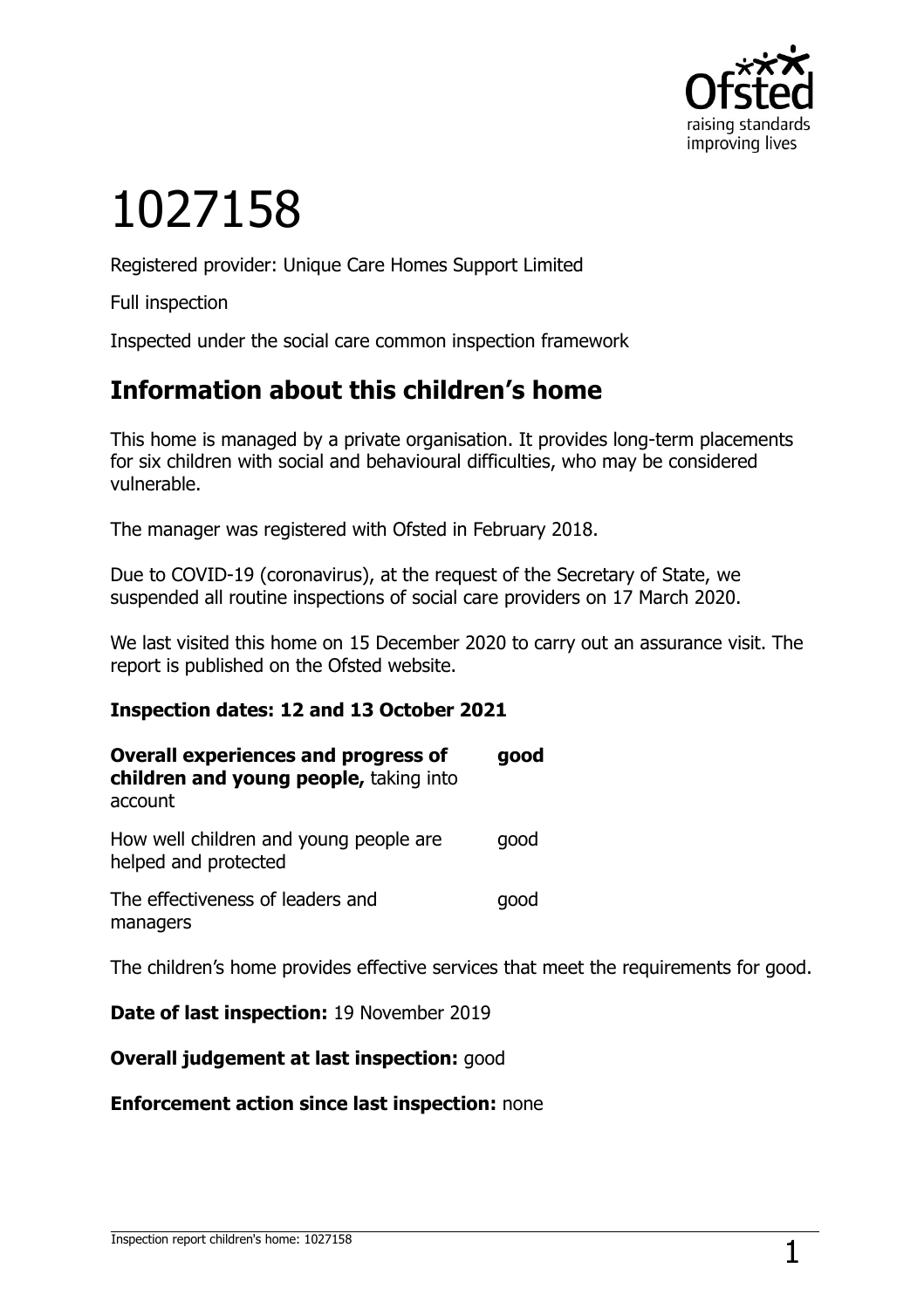# 1027158

Registered provider: Unique Care Homes Support Limited

Full inspection

Inspected under the social care common inspection framework

## Information about this children's home

This home is managed by a private organisation. It provides long-term placements for six children with social and behavioural difficulties, who may be considered vulnerable.

The manager was registered with Ofsted in February 2018.

Due to COVID-19 (coronavirus), at the request of the Secretary of State, we suspended all routine inspections of social care providers on 17 March 2020.

We last visited this home on 15 December 2020 to carry out an assurance visit. The report is published on the Ofsted website.

**Inspection dates: 12 and 13 October 2021**

| | |
|---|---|
| **Overall experiences and progress of children and young people,** taking into account | **good** |
| How well children and young people are helped and protected | good |
| The effectiveness of leaders and managers | good |

The children's home provides effective services that meet the requirements for good.

**Date of last inspection:** 19 November 2019

**Overall judgement at last inspection:** good

**Enforcement action since last inspection:** none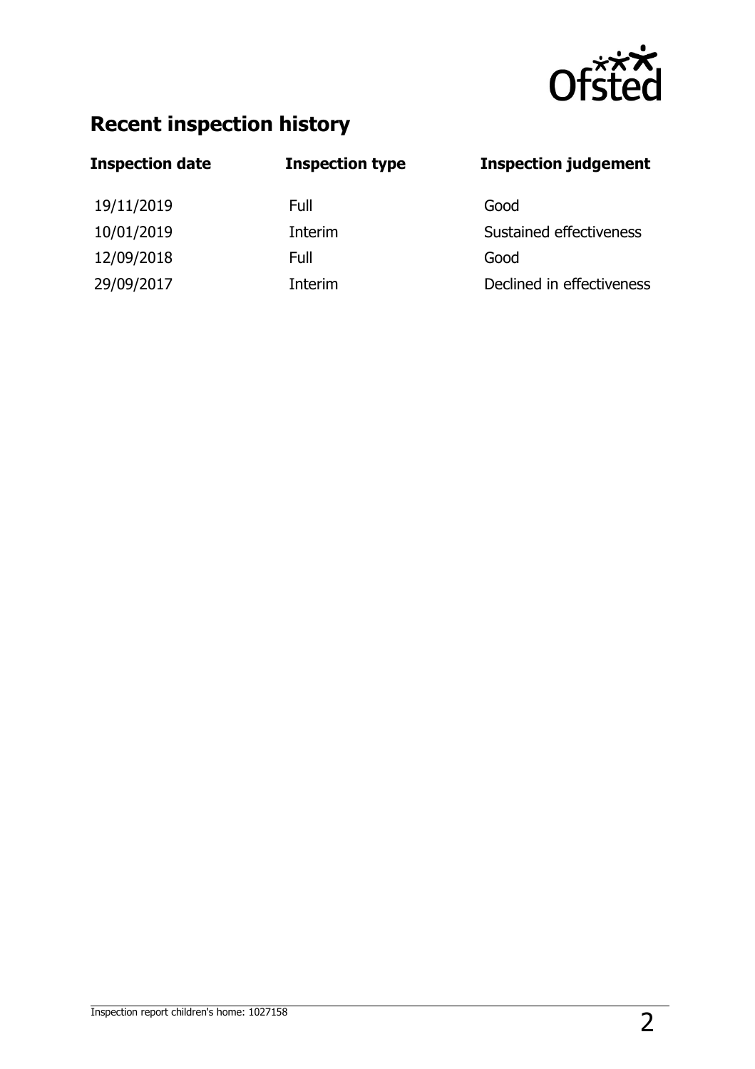## Recent inspection history

| Inspection date | Inspection type | Inspection judgement |
| --- | --- | --- |
| 19/11/2019 | Full | Good |
| 10/01/2019 | Interim | Sustained effectiveness |
| 12/09/2018 | Full | Good |
| 29/09/2017 | Interim | Declined in effectiveness |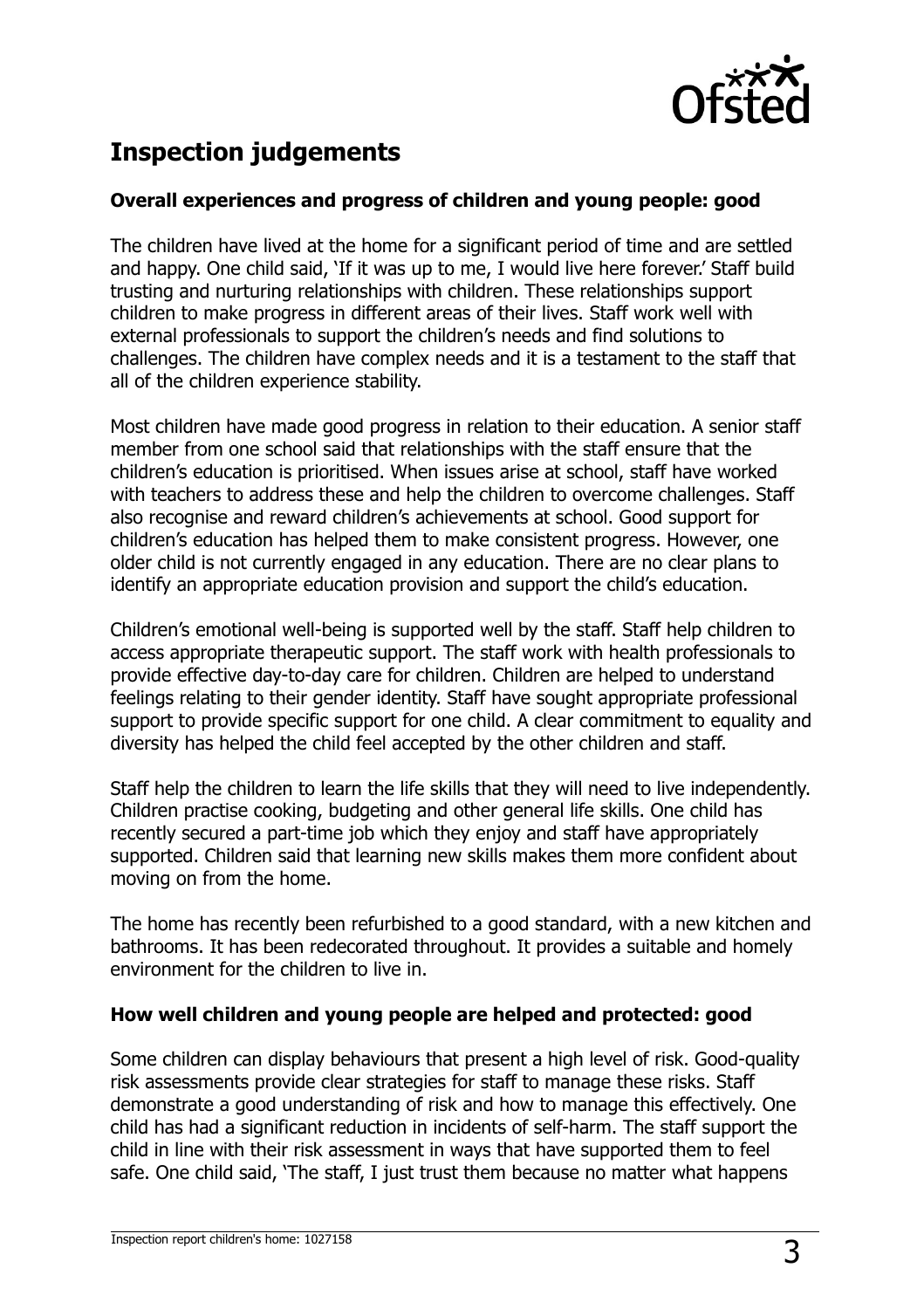## Inspection judgements

### Overall experiences and progress of children and young people: good

The children have lived at the home for a significant period of time and are settled and happy. One child said, 'If it was up to me, I would live here forever.' Staff build trusting and nurturing relationships with children. These relationships support children to make progress in different areas of their lives. Staff work well with external professionals to support the children's needs and find solutions to challenges. The children have complex needs and it is a testament to the staff that all of the children experience stability.

Most children have made good progress in relation to their education. A senior staff member from one school said that relationships with the staff ensure that the children's education is prioritised. When issues arise at school, staff have worked with teachers to address these and help the children to overcome challenges. Staff also recognise and reward children's achievements at school. Good support for children's education has helped them to make consistent progress. However, one older child is not currently engaged in any education. There are no clear plans to identify an appropriate education provision and support the child's education.

Children's emotional well-being is supported well by the staff. Staff help children to access appropriate therapeutic support. The staff work with health professionals to provide effective day-to-day care for children. Children are helped to understand feelings relating to their gender identity. Staff have sought appropriate professional support to provide specific support for one child. A clear commitment to equality and diversity has helped the child feel accepted by the other children and staff.

Staff help the children to learn the life skills that they will need to live independently. Children practise cooking, budgeting and other general life skills. One child has recently secured a part-time job which they enjoy and staff have appropriately supported. Children said that learning new skills makes them more confident about moving on from the home.

The home has recently been refurbished to a good standard, with a new kitchen and bathrooms. It has been redecorated throughout. It provides a suitable and homely environment for the children to live in.

### How well children and young people are helped and protected: good

Some children can display behaviours that present a high level of risk. Good-quality risk assessments provide clear strategies for staff to manage these risks. Staff demonstrate a good understanding of risk and how to manage this effectively. One child has had a significant reduction in incidents of self-harm. The staff support the child in line with their risk assessment in ways that have supported them to feel safe. One child said, 'The staff, I just trust them because no matter what happens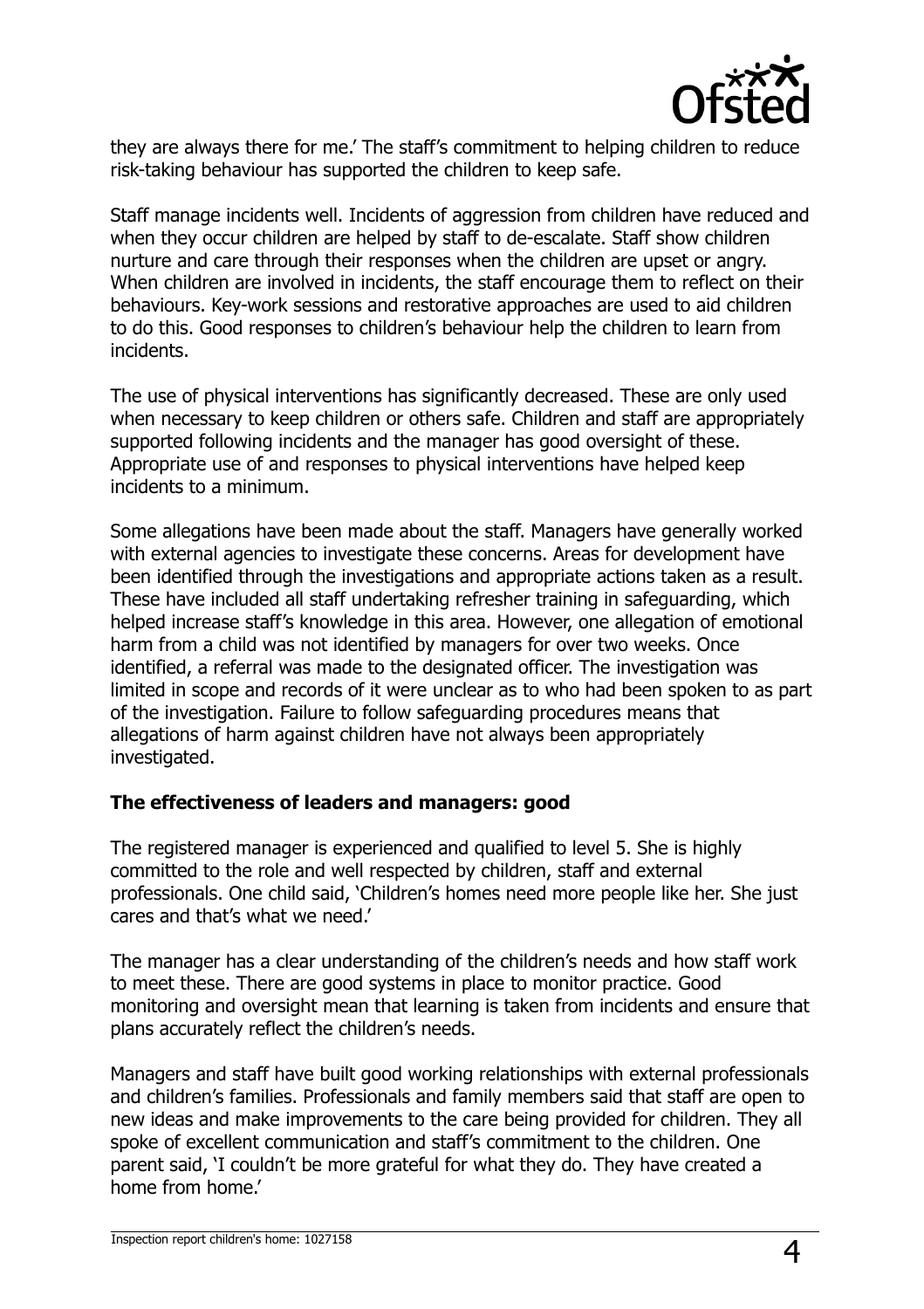they are always there for me.' The staff's commitment to helping children to reduce risk-taking behaviour has supported the children to keep safe.

Staff manage incidents well. Incidents of aggression from children have reduced and when they occur children are helped by staff to de-escalate. Staff show children nurture and care through their responses when the children are upset or angry. When children are involved in incidents, the staff encourage them to reflect on their behaviours. Key-work sessions and restorative approaches are used to aid children to do this. Good responses to children's behaviour help the children to learn from incidents.

The use of physical interventions has significantly decreased. These are only used when necessary to keep children or others safe. Children and staff are appropriately supported following incidents and the manager has good oversight of these. Appropriate use of and responses to physical interventions have helped keep incidents to a minimum.

Some allegations have been made about the staff. Managers have generally worked with external agencies to investigate these concerns. Areas for development have been identified through the investigations and appropriate actions taken as a result. These have included all staff undertaking refresher training in safeguarding, which helped increase staff's knowledge in this area. However, one allegation of emotional harm from a child was not identified by managers for over two weeks. Once identified, a referral was made to the designated officer. The investigation was limited in scope and records of it were unclear as to who had been spoken to as part of the investigation. Failure to follow safeguarding procedures means that allegations of harm against children have not always been appropriately investigated.

### The effectiveness of leaders and managers: good

The registered manager is experienced and qualified to level 5. She is highly committed to the role and well respected by children, staff and external professionals. One child said, 'Children's homes need more people like her. She just cares and that's what we need.'

The manager has a clear understanding of the children's needs and how staff work to meet these. There are good systems in place to monitor practice. Good monitoring and oversight mean that learning is taken from incidents and ensure that plans accurately reflect the children's needs.

Managers and staff have built good working relationships with external professionals and children's families. Professionals and family members said that staff are open to new ideas and make improvements to the care being provided for children. They all spoke of excellent communication and staff's commitment to the children. One parent said, 'I couldn't be more grateful for what they do. They have created a home from home.'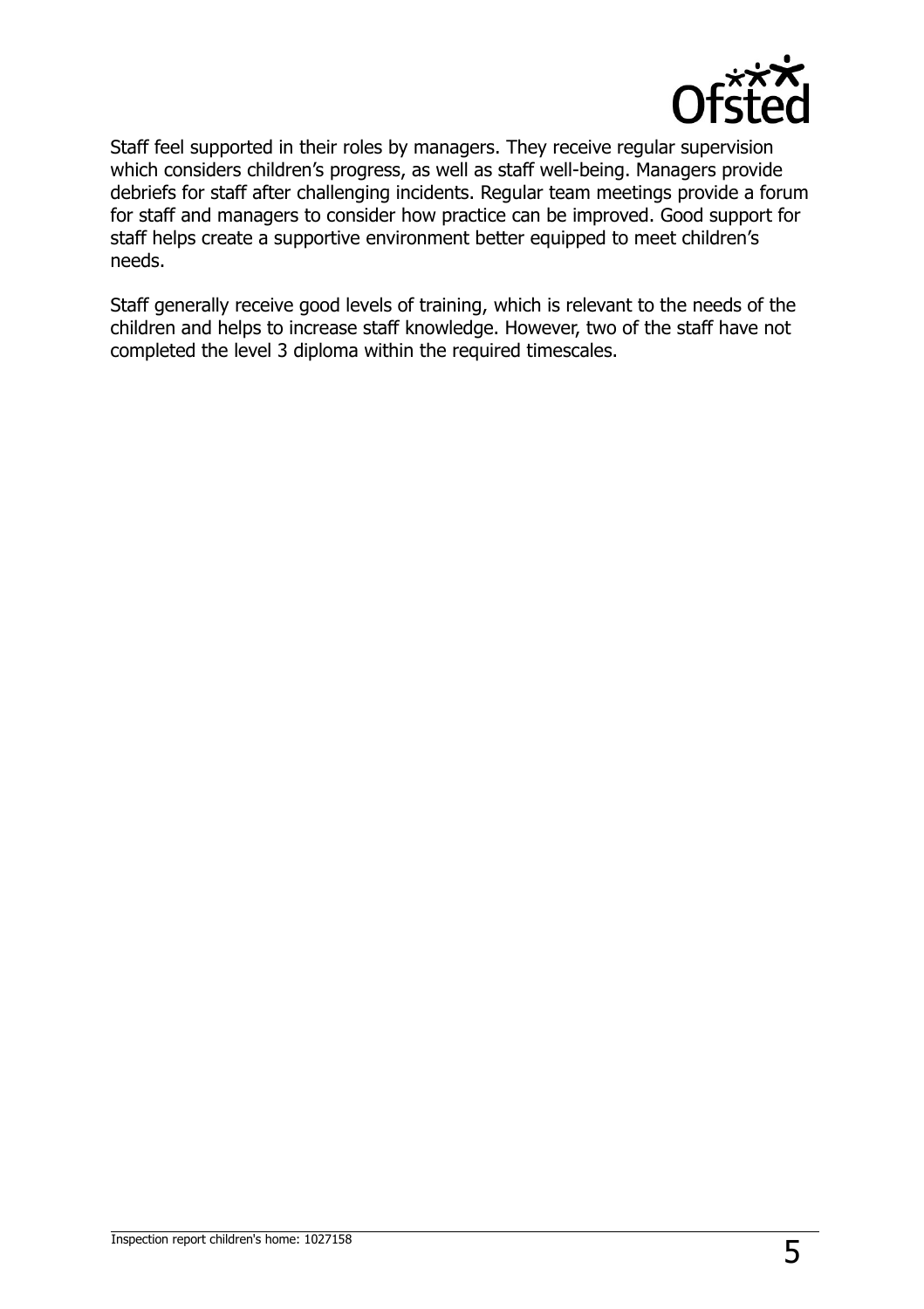Staff feel supported in their roles by managers. They receive regular supervision which considers children's progress, as well as staff well-being. Managers provide debriefs for staff after challenging incidents. Regular team meetings provide a forum for staff and managers to consider how practice can be improved. Good support for staff helps create a supportive environment better equipped to meet children's needs.

Staff generally receive good levels of training, which is relevant to the needs of the children and helps to increase staff knowledge. However, two of the staff have not completed the level 3 diploma within the required timescales.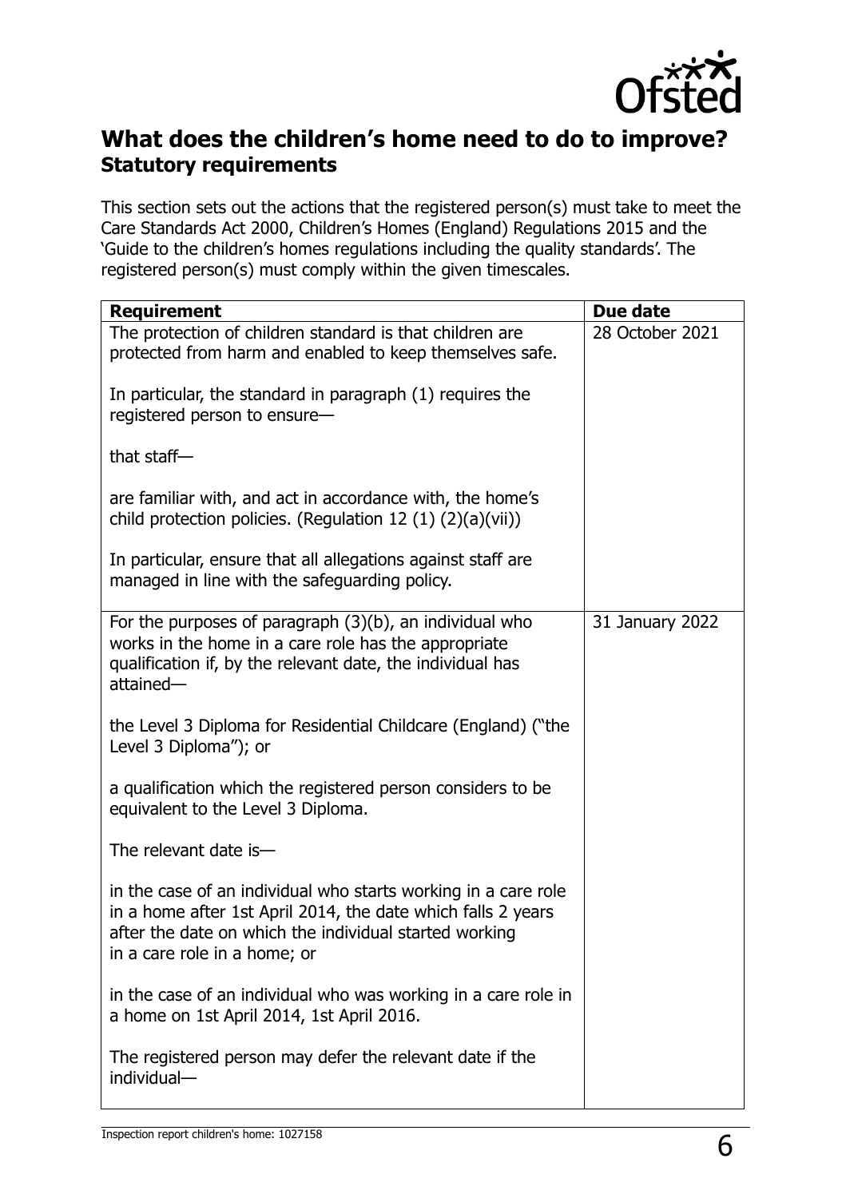## What does the children's home need to do to improve?

### Statutory requirements

This section sets out the actions that the registered person(s) must take to meet the Care Standards Act 2000, Children's Homes (England) Regulations 2015 and the 'Guide to the children's homes regulations including the quality standards'. The registered person(s) must comply within the given timescales.

| Requirement | Due date |
|---|---|
| The protection of children standard is that children are protected from harm and enabled to keep themselves safe.<br><br>In particular, the standard in paragraph (1) requires the registered person to ensure—<br><br>that staff—<br><br>are familiar with, and act in accordance with, the home's child protection policies. (Regulation 12 (1) (2)(a)(vii))<br><br>In particular, ensure that all allegations against staff are managed in line with the safeguarding policy. | 28 October 2021 |
| For the purposes of paragraph (3)(b), an individual who works in the home in a care role has the appropriate qualification if, by the relevant date, the individual has attained—<br><br>the Level 3 Diploma for Residential Childcare (England) ("the Level 3 Diploma"); or<br><br>a qualification which the registered person considers to be equivalent to the Level 3 Diploma.<br><br>The relevant date is—<br><br>in the case of an individual who starts working in a care role in a home after 1st April 2014, the date which falls 2 years after the date on which the individual started working in a care role in a home; or<br><br>in the case of an individual who was working in a care role in a home on 1st April 2014, 1st April 2016.<br><br>The registered person may defer the relevant date if the individual— | 31 January 2022 |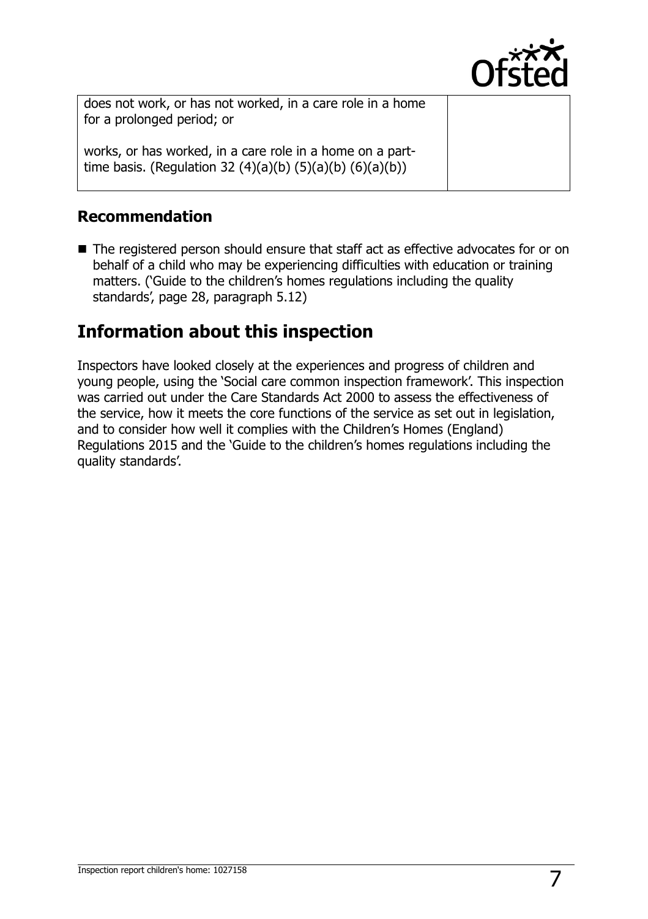| | |
|---|---|
| does not work, or has not worked, in a care role in a home for a prolonged period; or<br><br>works, or has worked, in a care role in a home on a part-time basis. (Regulation 32 (4)(a)(b) (5)(a)(b) (6)(a)(b)) | |

### Recommendation

- The registered person should ensure that staff act as effective advocates for or on behalf of a child who may be experiencing difficulties with education or training matters. ('Guide to the children's homes regulations including the quality standards', page 28, paragraph 5.12)

## Information about this inspection

Inspectors have looked closely at the experiences and progress of children and young people, using the 'Social care common inspection framework'. This inspection was carried out under the Care Standards Act 2000 to assess the effectiveness of the service, how it meets the core functions of the service as set out in legislation, and to consider how well it complies with the Children's Homes (England) Regulations 2015 and the 'Guide to the children's homes regulations including the quality standards'.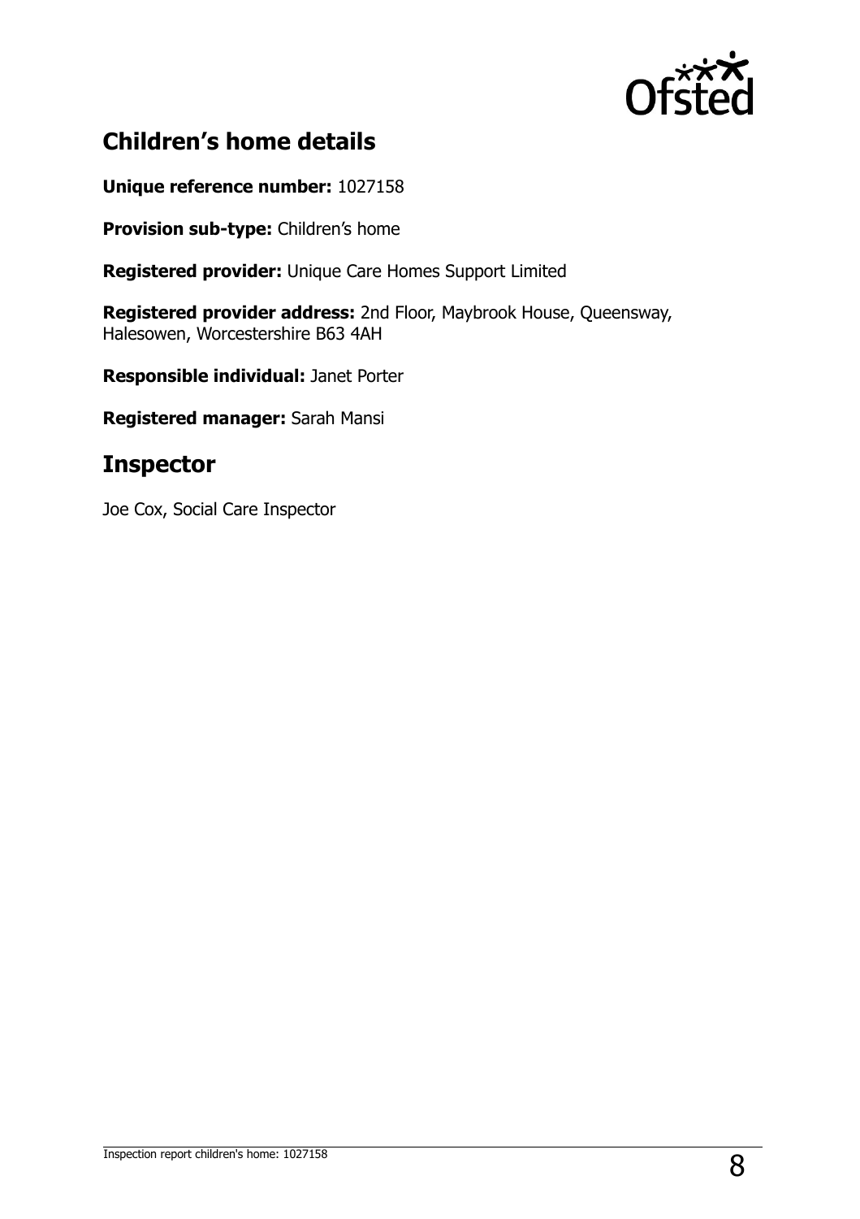## Children's home details

**Unique reference number:** 1027158

**Provision sub-type:** Children's home

**Registered provider:** Unique Care Homes Support Limited

**Registered provider address:** 2nd Floor, Maybrook House, Queensway, Halesowen, Worcestershire B63 4AH

**Responsible individual:** Janet Porter

**Registered manager:** Sarah Mansi

## Inspector

Joe Cox, Social Care Inspector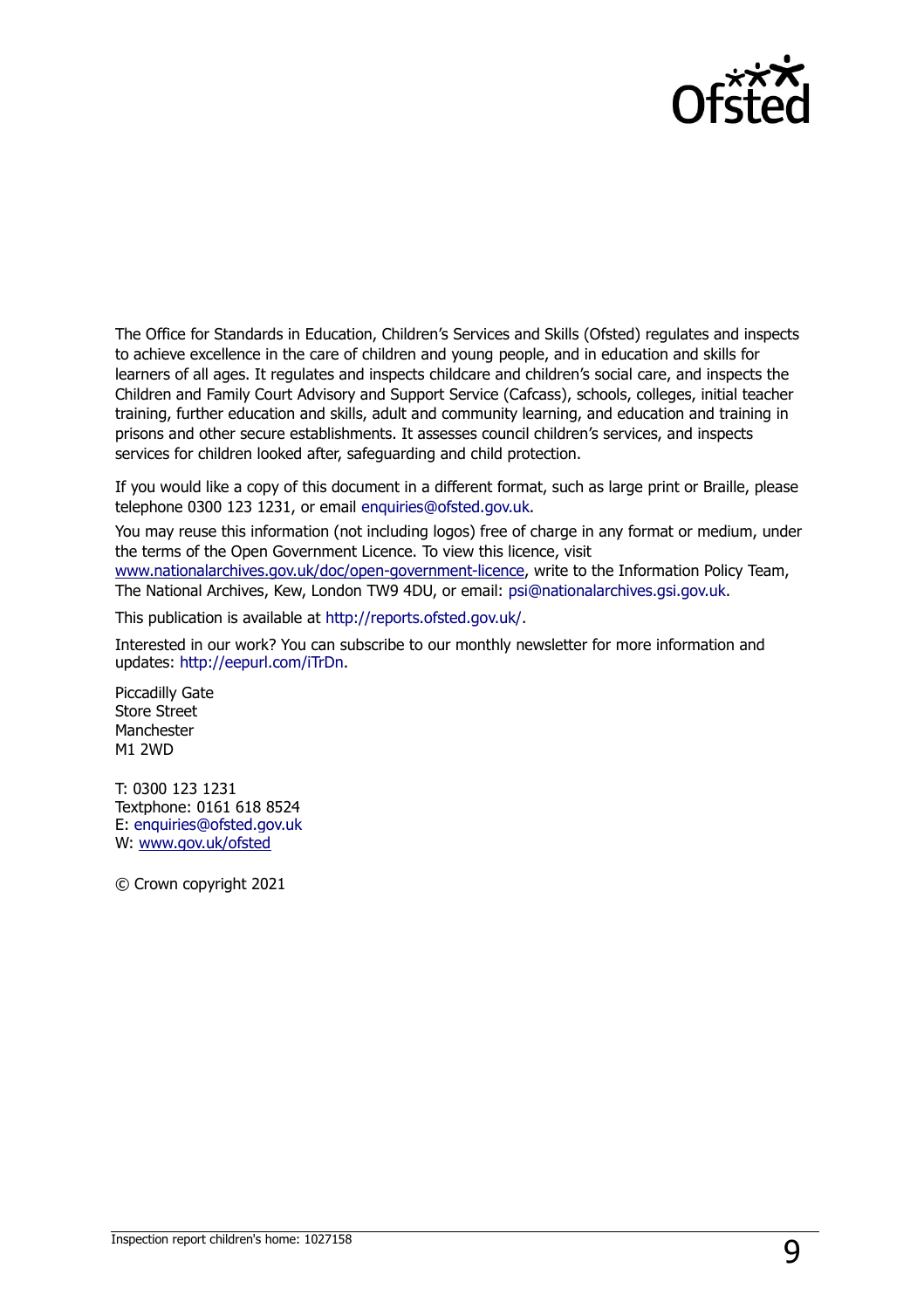The Office for Standards in Education, Children's Services and Skills (Ofsted) regulates and inspects to achieve excellence in the care of children and young people, and in education and skills for learners of all ages. It regulates and inspects childcare and children's social care, and inspects the Children and Family Court Advisory and Support Service (Cafcass), schools, colleges, initial teacher training, further education and skills, adult and community learning, and education and training in prisons and other secure establishments. It assesses council children's services, and inspects services for children looked after, safeguarding and child protection.

If you would like a copy of this document in a different format, such as large print or Braille, please telephone 0300 123 1231, or email enquiries@ofsted.gov.uk.

You may reuse this information (not including logos) free of charge in any format or medium, under the terms of the Open Government Licence. To view this licence, visit www.nationalarchives.gov.uk/doc/open-government-licence, write to the Information Policy Team, The National Archives, Kew, London TW9 4DU, or email: psi@nationalarchives.gsi.gov.uk.

This publication is available at http://reports.ofsted.gov.uk/.

Interested in our work? You can subscribe to our monthly newsletter for more information and updates: http://eepurl.com/iTrDn.

Piccadilly Gate
Store Street
Manchester
M1 2WD

T: 0300 123 1231
Textphone: 0161 618 8524
E: enquiries@ofsted.gov.uk
W: www.gov.uk/ofsted

© Crown copyright 2021